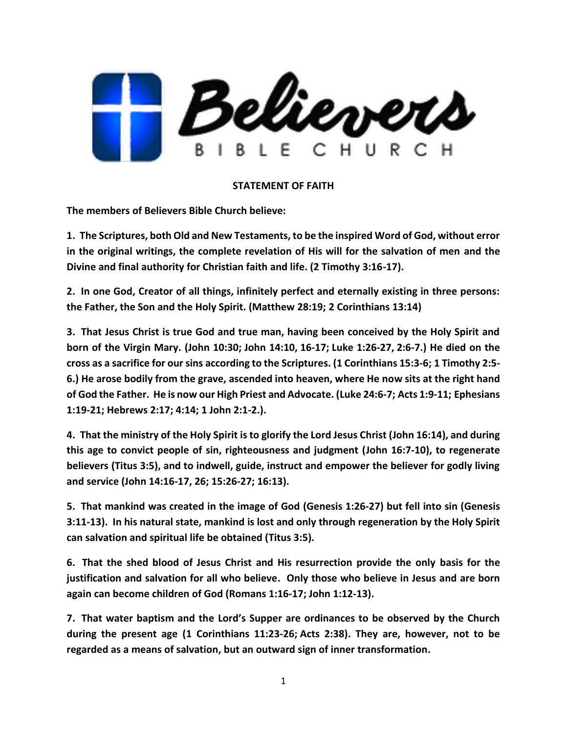# Believers BIBLE CHURCH

**STATEMENT OF FAITH**

**The members of Believers Bible Church believe:**

**1. The Scriptures, both Old and New Testaments, to be the inspired Word of God, without error in the original writings, the complete revelation of His will for the salvation of men and the Divine and final authority for Christian faith and life. (2 Timothy 3:16-17).**

**2. In one God, Creator of all things, infinitely perfect and eternally existing in three persons: the Father, the Son and the Holy Spirit. (Matthew 28:19; 2 Corinthians 13:14)**

**3. That Jesus Christ is true God and true man, having been conceived by the Holy Spirit and born of the Virgin Mary. (John 10:30; John 14:10, 16-17; Luke 1:26-27, 2:6-7.) He died on the cross as a sacrifice for our sins according to the Scriptures. (1 Corinthians 15:3-6; 1 Timothy 2:5-6.) He arose bodily from the grave, ascended into heaven, where He now sits at the right hand of God the Father. He is now our High Priest and Advocate. (Luke 24:6-7; Acts 1:9-11; Ephesians 1:19-21; Hebrews 2:17; 4:14; 1 John 2:1-2.).**

**4. That the ministry of the Holy Spirit is to glorify the Lord Jesus Christ (John 16:14), and during this age to convict people of sin, righteousness and judgment (John 16:7-10), to regenerate believers (Titus 3:5), and to indwell, guide, instruct and empower the believer for godly living and service (John 14:16-17, 26; 15:26-27; 16:13).**

**5. That mankind was created in the image of God (Genesis 1:26-27) but fell into sin (Genesis 3:11-13). In his natural state, mankind is lost and only through regeneration by the Holy Spirit can salvation and spiritual life be obtained (Titus 3:5).**

**6. That the shed blood of Jesus Christ and His resurrection provide the only basis for the justification and salvation for all who believe. Only those who believe in Jesus and are born again can become children of God (Romans 1:16-17; John 1:12-13).**

**7. That water baptism and the Lord's Supper are ordinances to be observed by the Church during the present age (1 Corinthians 11:23-26; Acts 2:38). They are, however, not to be regarded as a means of salvation, but an outward sign of inner transformation.**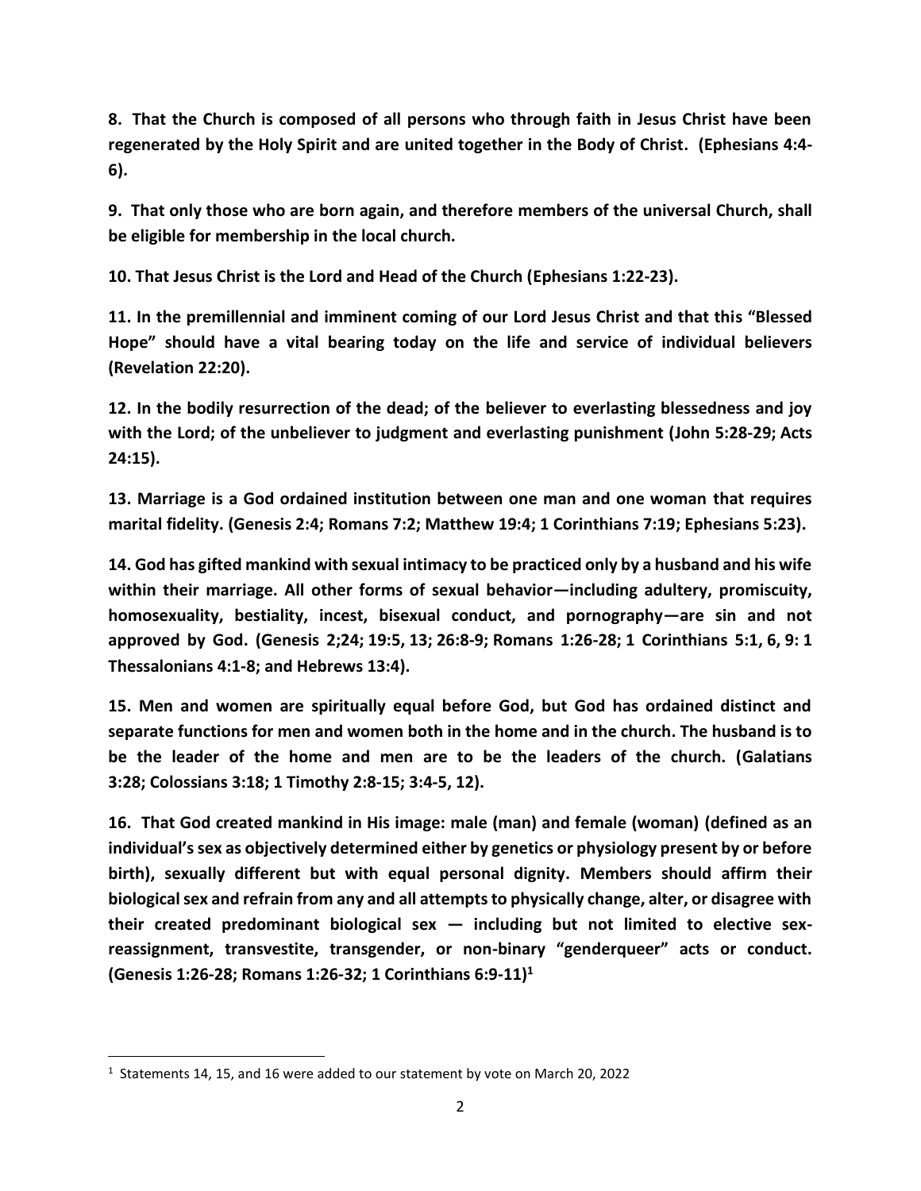**8. That the Church is composed of all persons who through faith in Jesus Christ have been regenerated by the Holy Spirit and are united together in the Body of Christ. (Ephesians 4:4-6).**

**9. That only those who are born again, and therefore members of the universal Church, shall be eligible for membership in the local church.**

**10. That Jesus Christ is the Lord and Head of the Church (Ephesians 1:22-23).**

**11. In the premillennial and imminent coming of our Lord Jesus Christ and that this "Blessed Hope" should have a vital bearing today on the life and service of individual believers (Revelation 22:20).**

**12. In the bodily resurrection of the dead; of the believer to everlasting blessedness and joy with the Lord; of the unbeliever to judgment and everlasting punishment (John 5:28-29; Acts 24:15).**

**13. Marriage is a God ordained institution between one man and one woman that requires marital fidelity. (Genesis 2:4; Romans 7:2; Matthew 19:4; 1 Corinthians 7:19; Ephesians 5:23).**

**14. God has gifted mankind with sexual intimacy to be practiced only by a husband and his wife within their marriage. All other forms of sexual behavior—including adultery, promiscuity, homosexuality, bestiality, incest, bisexual conduct, and pornography—are sin and not approved by God. (Genesis 2;24; 19:5, 13; 26:8-9; Romans 1:26-28; 1 Corinthians 5:1, 6, 9: 1 Thessalonians 4:1-8; and Hebrews 13:4).**

**15. Men and women are spiritually equal before God, but God has ordained distinct and separate functions for men and women both in the home and in the church. The husband is to be the leader of the home and men are to be the leaders of the church. (Galatians 3:28; Colossians 3:18; 1 Timothy 2:8-15; 3:4-5, 12).**

**16. That God created mankind in His image: male (man) and female (woman) (defined as an individual's sex as objectively determined either by genetics or physiology present by or before birth), sexually different but with equal personal dignity. Members should affirm their biological sex and refrain from any and all attempts to physically change, alter, or disagree with their created predominant biological sex — including but not limited to elective sex-reassignment, transvestite, transgender, or non-binary "genderqueer" acts or conduct. (Genesis 1:26-28; Romans 1:26-32; 1 Corinthians 6:9-11)[1]**

---

[1] Statements 14, 15, and 16 were added to our statement by vote on March 20, 2022